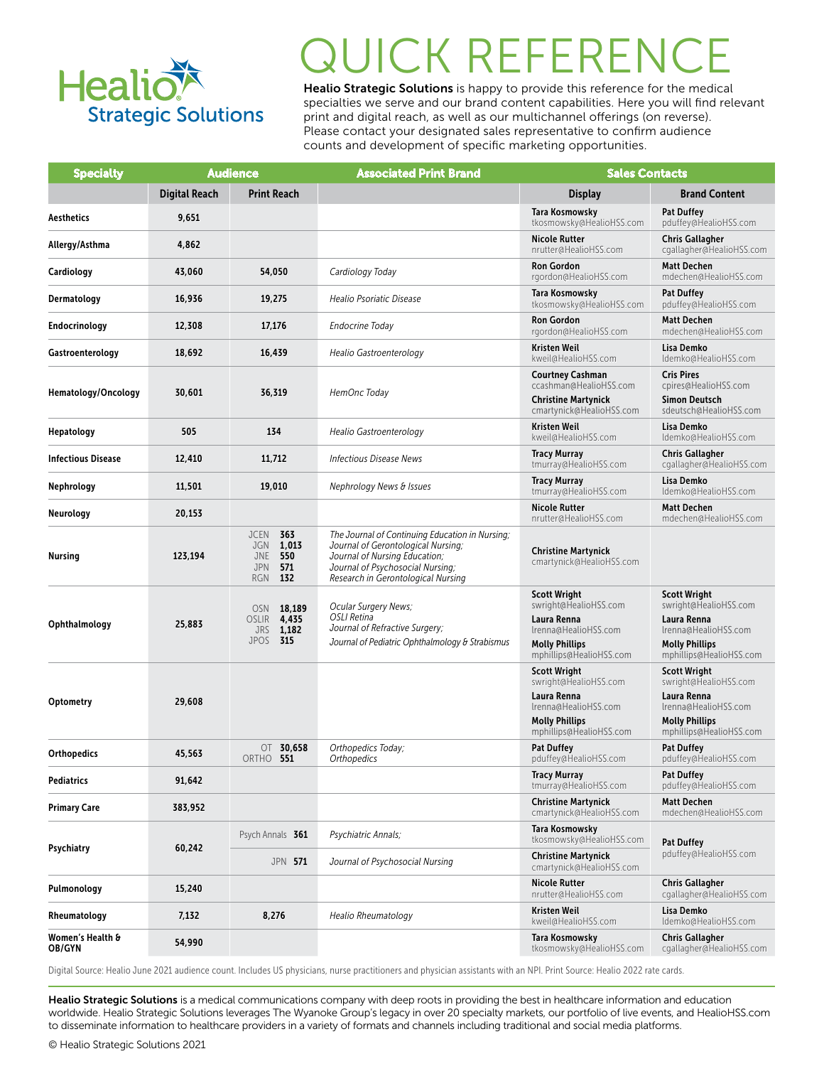Healio Strategic Solutions

# QUICK REFERENCE

**Healio Strategic Solutions** is happy to provide this reference for the medical specialties we serve and our brand content capabilities. Here you will find relevant print and digital reach, as well as our multichannel offerings (on reverse). Please contact your designated sales representative to confirm audience counts and development of specific marketing opportunities.

| Specialty | Audience | | Associated Print Brand | Sales Contacts | |
|---|---|---|---|---|---|
| | Digital Reach | Print Reach | | Display | Brand Content |
| **Aesthetics** | 9,651 | | | **Tara Kosmowsky** tkosmowsky@HealioHSS.com | **Pat Duffey** pduffey@HealioHSS.com |
| **Allergy/Asthma** | 4,862 | | | **Nicole Rutter** nrutter@HealioHSS.com | **Chris Gallagher** cgallagher@HealioHSS.com |
| **Cardiology** | 43,060 | 54,050 | *Cardiology Today* | **Ron Gordon** rgordon@HealioHSS.com | **Matt Dechen** mdechen@HealioHSS.com |
| **Dermatology** | 16,936 | 19,275 | *Healio Psoriatic Disease* | **Tara Kosmowsky** tkosmowsky@HealioHSS.com | **Pat Duffey** pduffey@HealioHSS.com |
| **Endocrinology** | 12,308 | 17,176 | *Endocrine Today* | **Ron Gordon** rgordon@HealioHSS.com | **Matt Dechen** mdechen@HealioHSS.com |
| **Gastroenterology** | 18,692 | 16,439 | *Healio Gastroenterology* | **Kristen Weil** kweil@HealioHSS.com | **Lisa Demko** ldemko@HealioHSS.com |
| **Hematology/Oncology** | 30,601 | 36,319 | *HemOnc Today* | **Courtney Cashman** ccashman@HealioHSS.com; **Christine Martynick** cmartynick@HealioHSS.com | **Cris Pires** cpires@HealioHSS.com; **Simon Deutsch** sdeutsch@HealioHSS.com |
| **Hepatology** | 505 | 134 | *Healio Gastroenterology* | **Kristen Weil** kweil@HealioHSS.com | **Lisa Demko** ldemko@HealioHSS.com |
| **Infectious Disease** | 12,410 | 11,712 | *Infectious Disease News* | **Tracy Murray** tmurray@HealioHSS.com | **Chris Gallagher** cgallagher@HealioHSS.com |
| **Nephrology** | 11,501 | 19,010 | *Nephrology News & Issues* | **Tracy Murray** tmurray@HealioHSS.com | **Lisa Demko** ldemko@HealioHSS.com |
| **Neurology** | 20,153 | | | **Nicole Rutter** nrutter@HealioHSS.com | **Matt Dechen** mdechen@HealioHSS.com |
| **Nursing** | 123,194 | JCEN **363**; JGN **1,013**; JNE **550**; JPN **571**; RGN **132** | *The Journal of Continuing Education in Nursing; Journal of Gerontological Nursing; Journal of Nursing Education; Journal of Psychosocial Nursing; Research in Gerontological Nursing* | **Christine Martynick** cmartynick@HealioHSS.com | |
| **Ophthalmology** | 25,883 | OSN **18,189**; OSLIR **4,435**; JRS **1,182**; JPOS **315** | *Ocular Surgery News; OSLI Retina; Journal of Refractive Surgery; Journal of Pediatric Ophthalmology & Strabismus* | **Scott Wright** swright@HealioHSS.com; **Laura Renna** lrenna@HealioHSS.com; **Molly Phillips** mphillips@HealioHSS.com | **Scott Wright** swright@HealioHSS.com; **Laura Renna** lrenna@HealioHSS.com; **Molly Phillips** mphillips@HealioHSS.com |
| **Optometry** | 29,608 | | | **Scott Wright** swright@HealioHSS.com; **Laura Renna** lrenna@HealioHSS.com; **Molly Phillips** mphillips@HealioHSS.com | **Scott Wright** swright@HealioHSS.com; **Laura Renna** lrenna@HealioHSS.com; **Molly Phillips** mphillips@HealioHSS.com |
| **Orthopedics** | 45,563 | OT **30,658**; ORTHO **551** | *Orthopedics Today; Orthopedics* | **Pat Duffey** pduffey@HealioHSS.com | **Pat Duffey** pduffey@HealioHSS.com |
| **Pediatrics** | 91,642 | | | **Tracy Murray** tmurray@HealioHSS.com | **Pat Duffey** pduffey@HealioHSS.com |
| **Primary Care** | 383,952 | | | **Christine Martynick** cmartynick@HealioHSS.com | **Matt Dechen** mdechen@HealioHSS.com |
| **Psychiatry** | 60,242 | Psych Annals **361** | *Psychiatric Annals;* | **Tara Kosmowsky** tkosmowsky@HealioHSS.com | **Pat Duffey** pduffey@HealioHSS.com |
| | | JPN **571** | *Journal of Psychosocial Nursing* | **Christine Martynick** cmartynick@HealioHSS.com | |
| **Pulmonology** | 15,240 | | | **Nicole Rutter** nrutter@HealioHSS.com | **Chris Gallagher** cgallagher@HealioHSS.com |
| **Rheumatology** | 7,132 | 8,276 | *Healio Rheumatology* | **Kristen Weil** kweil@HealioHSS.com | **Lisa Demko** ldemko@HealioHSS.com |
| **Women's Health & OB/GYN** | 54,990 | | | **Tara Kosmowsky** tkosmowsky@HealioHSS.com | **Chris Gallagher** cgallagher@HealioHSS.com |

Digital Source: Healio June 2021 audience count. Includes US physicians, nurse practitioners and physician assistants with an NPI. Print Source: Healio 2022 rate cards.

**Healio Strategic Solutions** is a medical communications company with deep roots in providing the best in healthcare information and education worldwide. Healio Strategic Solutions leverages The Wyanoke Group's legacy in over 20 specialty markets, our portfolio of live events, and HealioHSS.com to disseminate information to healthcare providers in a variety of formats and channels including traditional and social media platforms.

© Healio Strategic Solutions 2021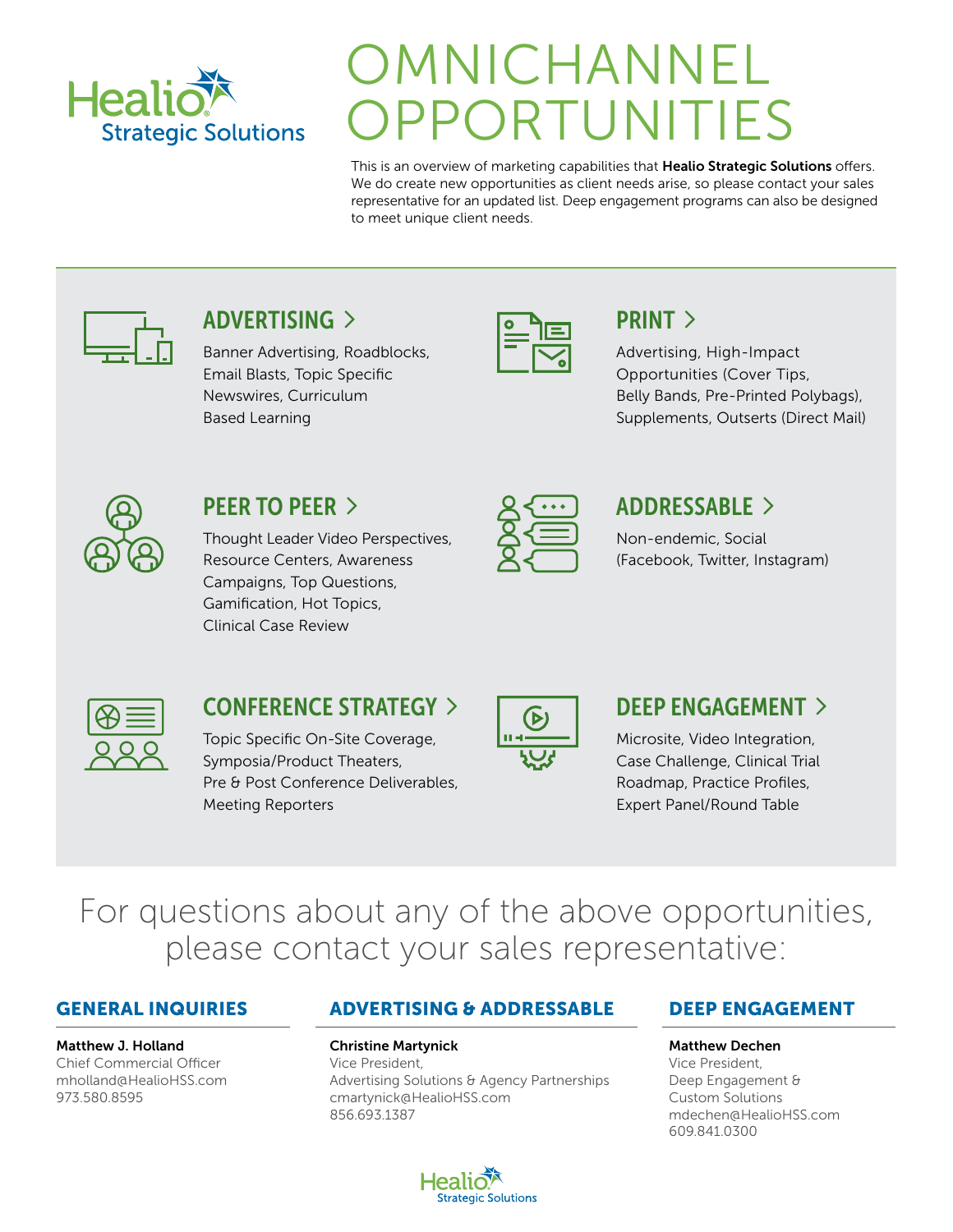Healio Strategic Solutions

# OMNICHANNEL OPPORTUNITIES

This is an overview of marketing capabilities that **Healio Strategic Solutions** offers. We do create new opportunities as client needs arise, so please contact your sales representative for an updated list. Deep engagement programs can also be designed to meet unique client needs.

## ADVERTISING >

Banner Advertising, Roadblocks, Email Blasts, Topic Specific Newswires, Curriculum Based Learning

## PRINT >

Advertising, High-Impact Opportunities (Cover Tips, Belly Bands, Pre-Printed Polybags), Supplements, Outserts (Direct Mail)

## PEER TO PEER >

Thought Leader Video Perspectives, Resource Centers, Awareness Campaigns, Top Questions, Gamification, Hot Topics, Clinical Case Review

## ADDRESSABLE >

Non-endemic, Social (Facebook, Twitter, Instagram)

## CONFERENCE STRATEGY >

Topic Specific On-Site Coverage, Symposia/Product Theaters, Pre & Post Conference Deliverables, Meeting Reporters

## DEEP ENGAGEMENT >

Microsite, Video Integration, Case Challenge, Clinical Trial Roadmap, Practice Profiles, Expert Panel/Round Table

For questions about any of the above opportunities, please contact your sales representative:

### GENERAL INQUIRIES

**Matthew J. Holland**
Chief Commercial Officer
mholland@HealioHSS.com
973.580.8595

### ADVERTISING & ADDRESSABLE

**Christine Martynick**
Vice President,
Advertising Solutions & Agency Partnerships
cmartynick@HealioHSS.com
856.693.1387

### DEEP ENGAGEMENT

**Matthew Dechen**
Vice President,
Deep Engagement &
Custom Solutions
mdechen@HealioHSS.com
609.841.0300

Healio Strategic Solutions